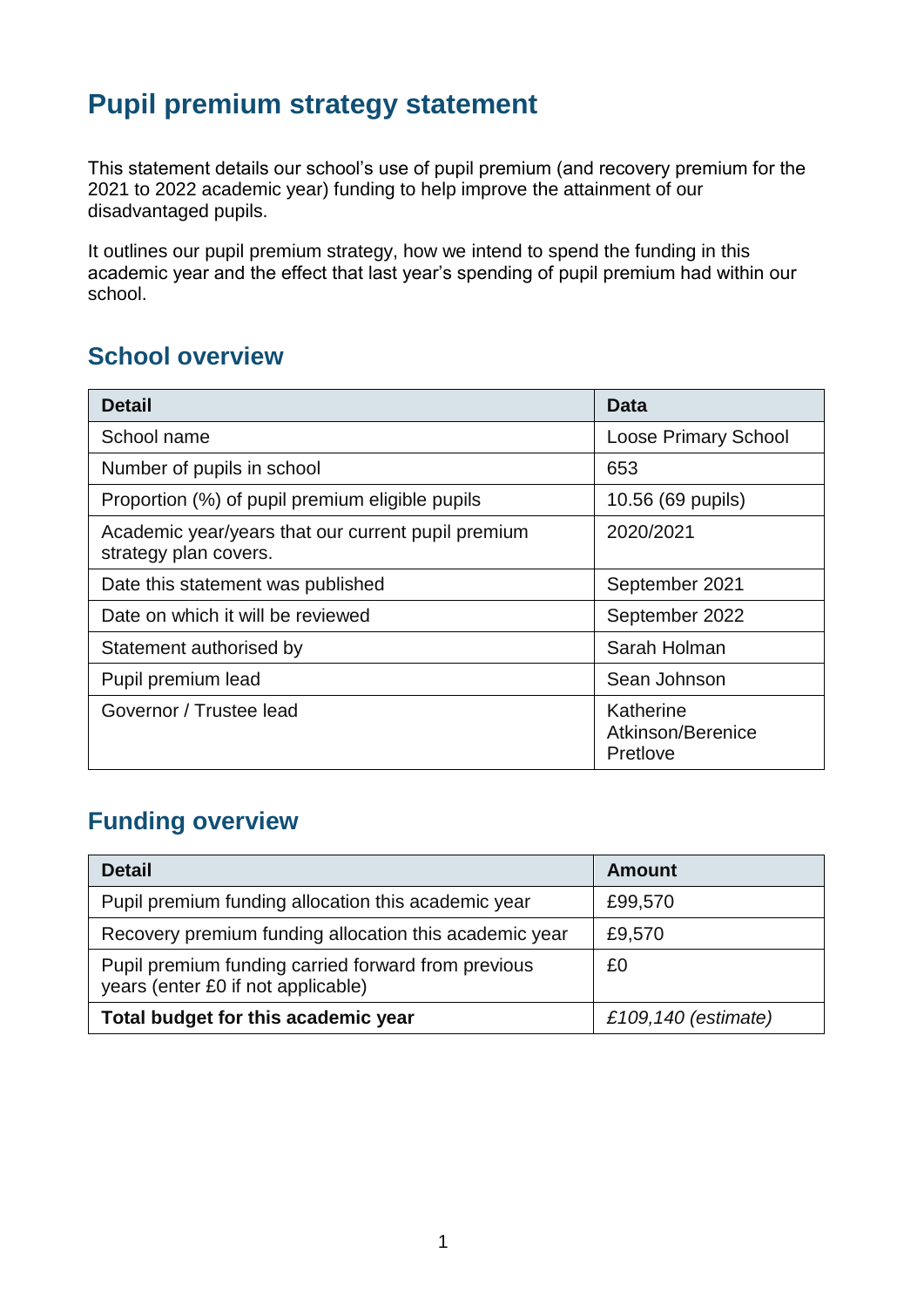# Pupil premium strategy statement

This statement details our school's use of pupil premium (and recovery premium for the 2021 to 2022 academic year) funding to help improve the attainment of our disadvantaged pupils.

It outlines our pupil premium strategy, how we intend to spend the funding in this academic year and the effect that last year's spending of pupil premium had within our school.

## School overview

| Detail | Data |
| --- | --- |
| School name | Loose Primary School |
| Number of pupils in school | 653 |
| Proportion (%) of pupil premium eligible pupils | 10.56 (69 pupils) |
| Academic year/years that our current pupil premium strategy plan covers. | 2020/2021 |
| Date this statement was published | September 2021 |
| Date on which it will be reviewed | September 2022 |
| Statement authorised by | Sarah Holman |
| Pupil premium lead | Sean Johnson |
| Governor / Trustee lead | Katherine Atkinson/Berenice Pretlove |

## Funding overview

| Detail | Amount |
| --- | --- |
| Pupil premium funding allocation this academic year | £99,570 |
| Recovery premium funding allocation this academic year | £9,570 |
| Pupil premium funding carried forward from previous years (enter £0 if not applicable) | £0 |
| **Total budget for this academic year** | *£109,140 (estimate)* |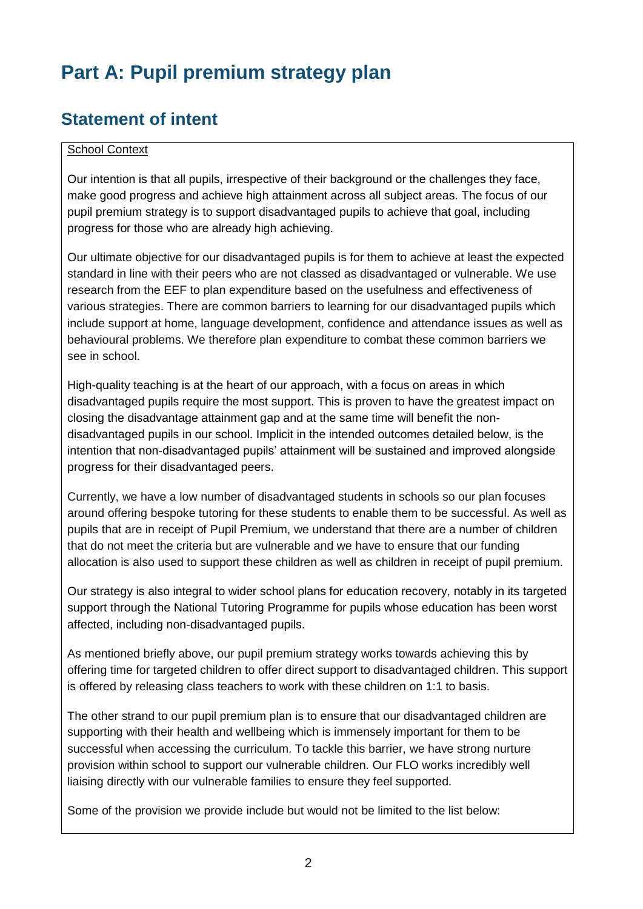# Part A: Pupil premium strategy plan

## Statement of intent

School Context

Our intention is that all pupils, irrespective of their background or the challenges they face, make good progress and achieve high attainment across all subject areas. The focus of our pupil premium strategy is to support disadvantaged pupils to achieve that goal, including progress for those who are already high achieving.

Our ultimate objective for our disadvantaged pupils is for them to achieve at least the expected standard in line with their peers who are not classed as disadvantaged or vulnerable. We use research from the EEF to plan expenditure based on the usefulness and effectiveness of various strategies. There are common barriers to learning for our disadvantaged pupils which include support at home, language development, confidence and attendance issues as well as behavioural problems. We therefore plan expenditure to combat these common barriers we see in school.

High-quality teaching is at the heart of our approach, with a focus on areas in which disadvantaged pupils require the most support. This is proven to have the greatest impact on closing the disadvantage attainment gap and at the same time will benefit the non-disadvantaged pupils in our school. Implicit in the intended outcomes detailed below, is the intention that non-disadvantaged pupils' attainment will be sustained and improved alongside progress for their disadvantaged peers.

Currently, we have a low number of disadvantaged students in schools so our plan focuses around offering bespoke tutoring for these students to enable them to be successful. As well as pupils that are in receipt of Pupil Premium, we understand that there are a number of children that do not meet the criteria but are vulnerable and we have to ensure that our funding allocation is also used to support these children as well as children in receipt of pupil premium.

Our strategy is also integral to wider school plans for education recovery, notably in its targeted support through the National Tutoring Programme for pupils whose education has been worst affected, including non-disadvantaged pupils.

As mentioned briefly above, our pupil premium strategy works towards achieving this by offering time for targeted children to offer direct support to disadvantaged children. This support is offered by releasing class teachers to work with these children on 1:1 to basis.

The other strand to our pupil premium plan is to ensure that our disadvantaged children are supporting with their health and wellbeing which is immensely important for them to be successful when accessing the curriculum. To tackle this barrier, we have strong nurture provision within school to support our vulnerable children. Our FLO works incredibly well liaising directly with our vulnerable families to ensure they feel supported.

Some of the provision we provide include but would not be limited to the list below: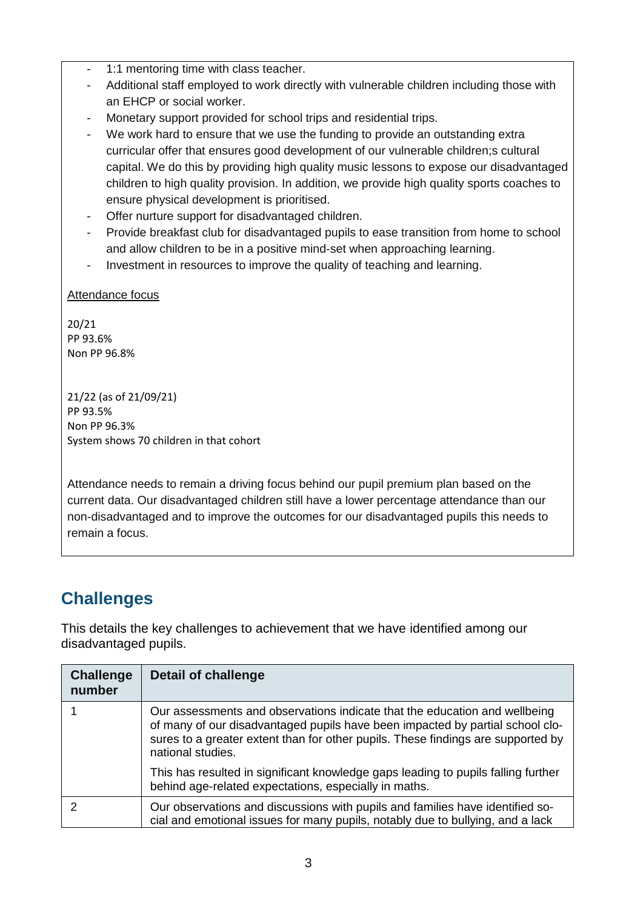- 1:1 mentoring time with class teacher.
- Additional staff employed to work directly with vulnerable children including those with an EHCP or social worker.
- Monetary support provided for school trips and residential trips.
- We work hard to ensure that we use the funding to provide an outstanding extra curricular offer that ensures good development of our vulnerable children;s cultural capital. We do this by providing high quality music lessons to expose our disadvantaged children to high quality provision. In addition, we provide high quality sports coaches to ensure physical development is prioritised.
- Offer nurture support for disadvantaged children.
- Provide breakfast club for disadvantaged pupils to ease transition from home to school and allow children to be in a positive mind-set when approaching learning.
- Investment in resources to improve the quality of teaching and learning.

Attendance focus

20/21
PP 93.6%
Non PP 96.8%

21/22 (as of 21/09/21)
PP 93.5%
Non PP 96.3%
System shows 70 children in that cohort

Attendance needs to remain a driving focus behind our pupil premium plan based on the current data. Our disadvantaged children still have a lower percentage attendance than our non-disadvantaged and to improve the outcomes for our disadvantaged pupils this needs to remain a focus.

## Challenges

This details the key challenges to achievement that we have identified among our disadvantaged pupils.

| Challenge number | Detail of challenge |
|---|---|
| 1 | Our assessments and observations indicate that the education and wellbeing of many of our disadvantaged pupils have been impacted by partial school closures to a greater extent than for other pupils. These findings are supported by national studies.<br><br>This has resulted in significant knowledge gaps leading to pupils falling further behind age-related expectations, especially in maths. |
| 2 | Our observations and discussions with pupils and families have identified social and emotional issues for many pupils, notably due to bullying, and a lack |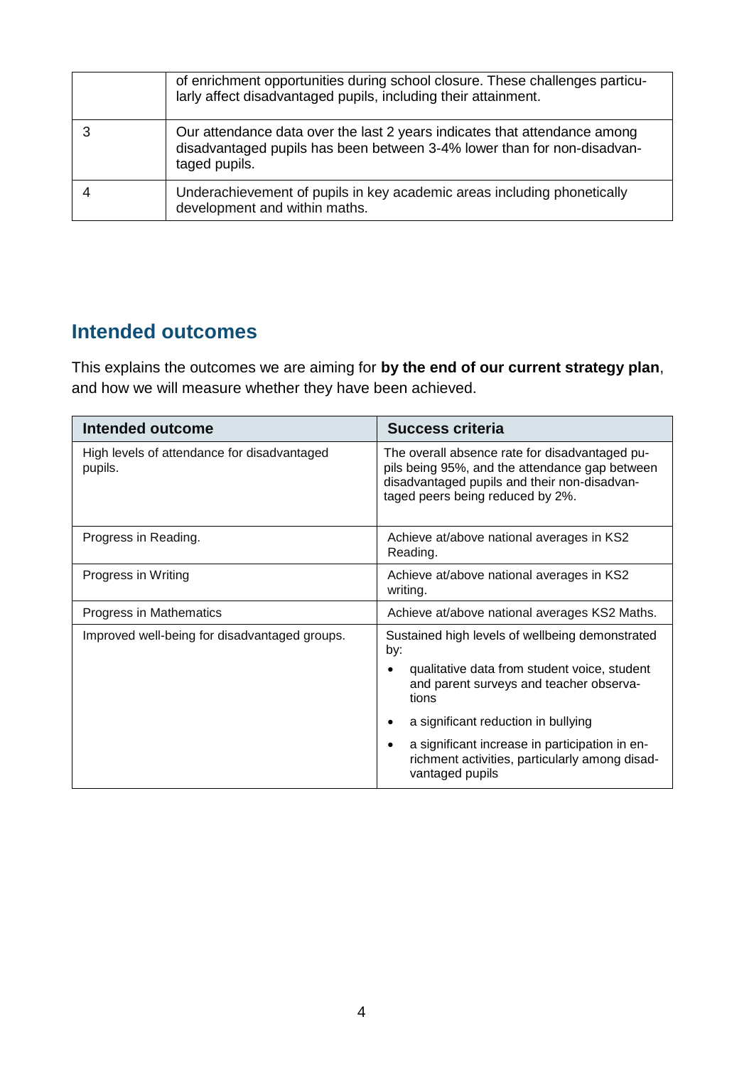| | |
|---|---|
| | of enrichment opportunities during school closure. These challenges particularly affect disadvantaged pupils, including their attainment. |
| 3 | Our attendance data over the last 2 years indicates that attendance among disadvantaged pupils has been between 3-4% lower than for non-disadvantaged pupils. |
| 4 | Underachievement of pupils in key academic areas including phonetically development and within maths. |

## Intended outcomes

This explains the outcomes we are aiming for **by the end of our current strategy plan**, and how we will measure whether they have been achieved.

| Intended outcome | Success criteria |
|---|---|
| High levels of attendance for disadvantaged pupils. | The overall absence rate for disadvantaged pupils being 95%, and the attendance gap between disadvantaged pupils and their non-disadvantaged peers being reduced by 2%. |
| Progress in Reading. | Achieve at/above national averages in KS2 Reading. |
| Progress in Writing | Achieve at/above national averages in KS2 writing. |
| Progress in Mathematics | Achieve at/above national averages KS2 Maths. |
| Improved well-being for disadvantaged groups. | Sustained high levels of wellbeing demonstrated by:<br>• qualitative data from student voice, student and parent surveys and teacher observations<br>• a significant reduction in bullying<br>• a significant increase in participation in enrichment activities, particularly among disadvantaged pupils |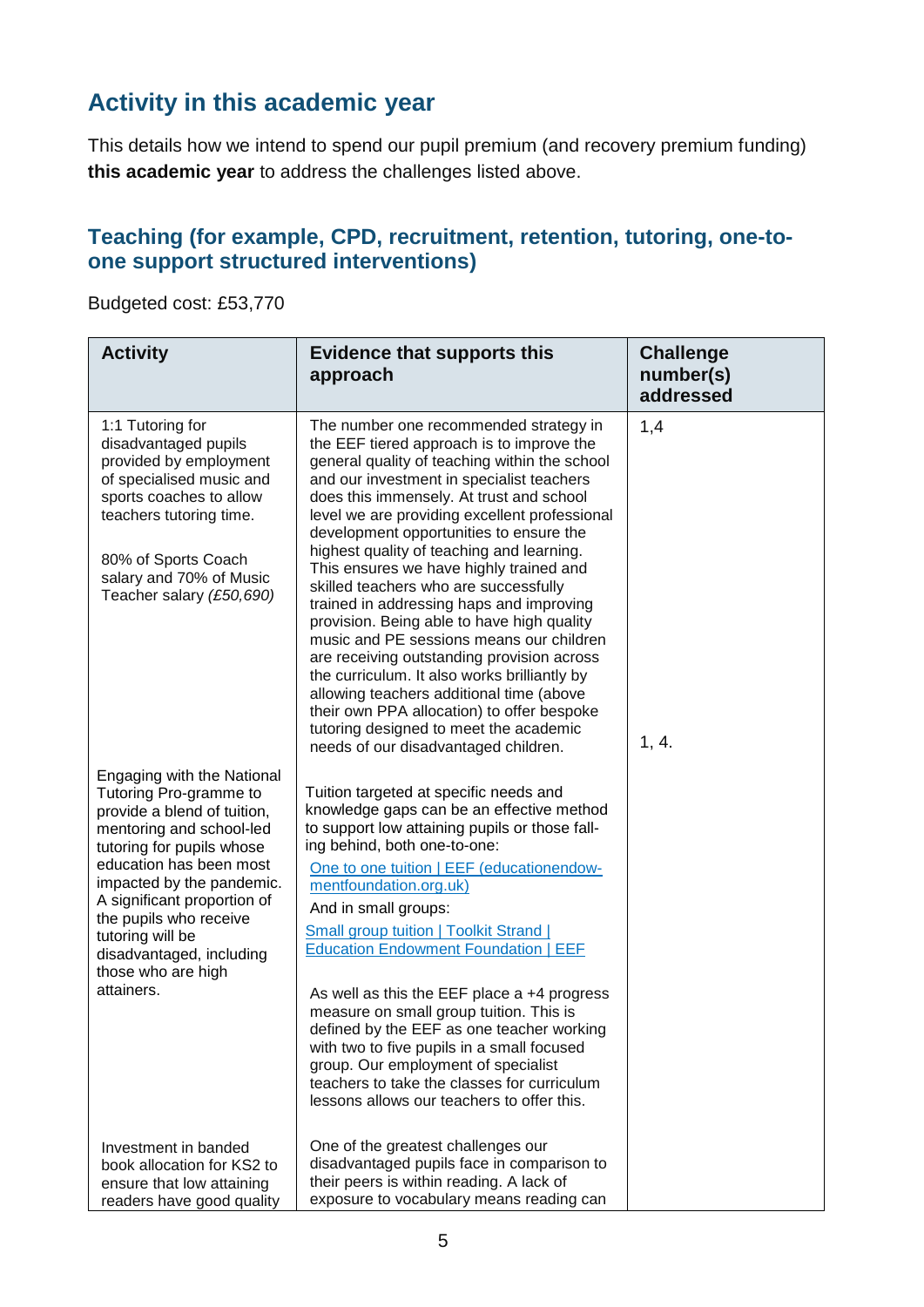## Activity in this academic year

This details how we intend to spend our pupil premium (and recovery premium funding) **this academic year** to address the challenges listed above.

### Teaching (for example, CPD, recruitment, retention, tutoring, one-to-one support structured interventions)

Budgeted cost: £53,770

| Activity | Evidence that supports this approach | Challenge number(s) addressed |
|---|---|---|
| 1:1 Tutoring for disadvantaged pupils provided by employment of specialised music and sports coaches to allow teachers tutoring time.<br><br>80% of Sports Coach salary and 70% of Music Teacher salary *(£50,690)* | The number one recommended strategy in the EEF tiered approach is to improve the general quality of teaching within the school and our investment in specialist teachers does this immensely. At trust and school level we are providing excellent professional development opportunities to ensure the highest quality of teaching and learning. This ensures we have highly trained and skilled teachers who are successfully trained in addressing haps and improving provision. Being able to have high quality music and PE sessions means our children are receiving outstanding provision across the curriculum. It also works brilliantly by allowing teachers additional time (above their own PPA allocation) to offer bespoke tutoring designed to meet the academic needs of our disadvantaged children. | 1,4 |
| Engaging with the National Tutoring Pro-gramme to provide a blend of tuition, mentoring and school-led tutoring for pupils whose education has been most impacted by the pandemic. A significant proportion of the pupils who receive tutoring will be disadvantaged, including those who are high attainers. | Tuition targeted at specific needs and knowledge gaps can be an effective method to support low attaining pupils or those fall-ing behind, both one-to-one:<br>[One to one tuition \| EEF (educationendow-mentfoundation.org.uk)]<br>And in small groups:<br>[Small group tuition \| Toolkit Strand \| Education Endowment Foundation \| EEF]<br><br>As well as this the EEF place a +4 progress measure on small group tuition. This is defined by the EEF as one teacher working with two to five pupils in a small focused group. Our employment of specialist teachers to take the classes for curriculum lessons allows our teachers to offer this. | 1, 4. |
| Investment in banded book allocation for KS2 to ensure that low attaining readers have good quality | One of the greatest challenges our disadvantaged pupils face in comparison to their peers is within reading. A lack of exposure to vocabulary means reading can | |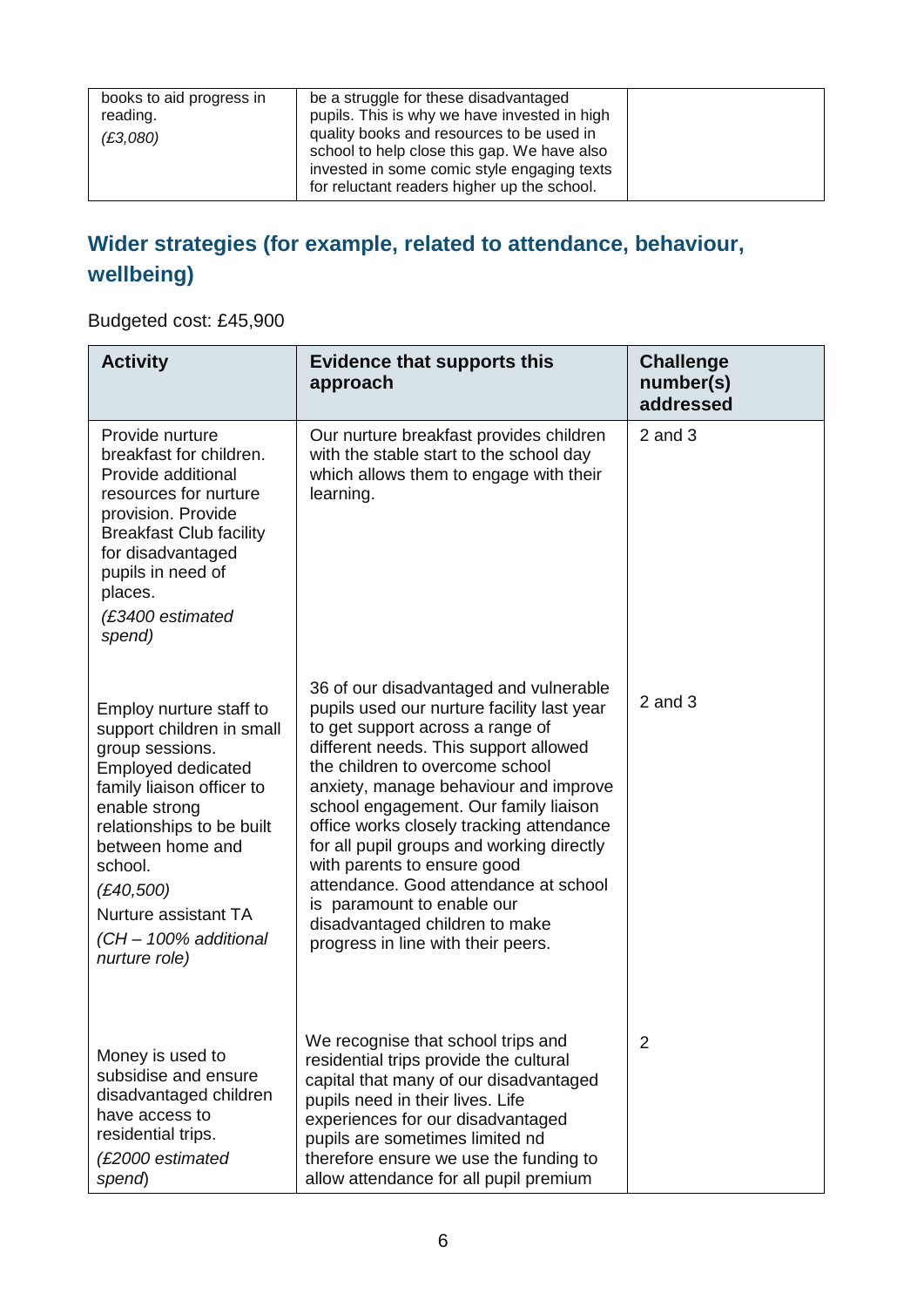| | | |
|---|---|---|
| books to aid progress in reading. *(£3,080)* | be a struggle for these disadvantaged pupils. This is why we have invested in high quality books and resources to be used in school to help close this gap. We have also invested in some comic style engaging texts for reluctant readers higher up the school. | |

## Wider strategies (for example, related to attendance, behaviour, wellbeing)

Budgeted cost: £45,900

| Activity | Evidence that supports this approach | Challenge number(s) addressed |
|---|---|---|
| Provide nurture breakfast for children. Provide additional resources for nurture provision. Provide Breakfast Club facility for disadvantaged pupils in need of places. *(£3400 estimated spend)* | Our nurture breakfast provides children with the stable start to the school day which allows them to engage with their learning. | 2 and 3 |
| Employ nurture staff to support children in small group sessions. Employed dedicated family liaison officer to enable strong relationships to be built between home and school. *(£40,500)* Nurture assistant TA *(CH – 100% additional nurture role)* | 36 of our disadvantaged and vulnerable pupils used our nurture facility last year to get support across a range of different needs. This support allowed the children to overcome school anxiety, manage behaviour and improve school engagement. Our family liaison office works closely tracking attendance for all pupil groups and working directly with parents to ensure good attendance. Good attendance at school is paramount to enable our disadvantaged children to make progress in line with their peers. | 2 and 3 |
| Money is used to subsidise and ensure disadvantaged children have access to residential trips. *(£2000 estimated spend)* | We recognise that school trips and residential trips provide the cultural capital that many of our disadvantaged pupils need in their lives. Life experiences for our disadvantaged pupils are sometimes limited nd therefore ensure we use the funding to allow attendance for all pupil premium | 2 |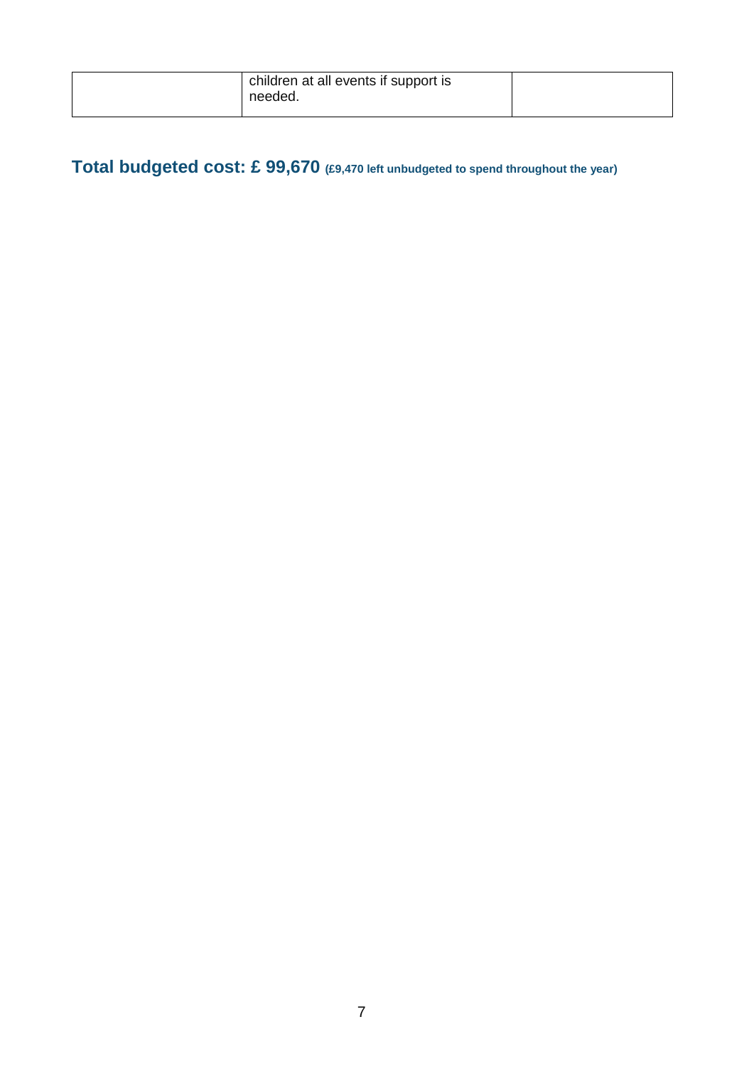|  | children at all events if support is needed. |  |
| --- | --- | --- |

**Total budgeted cost: £ 99,670** **(£9,470 left unbudgeted to spend throughout the year)**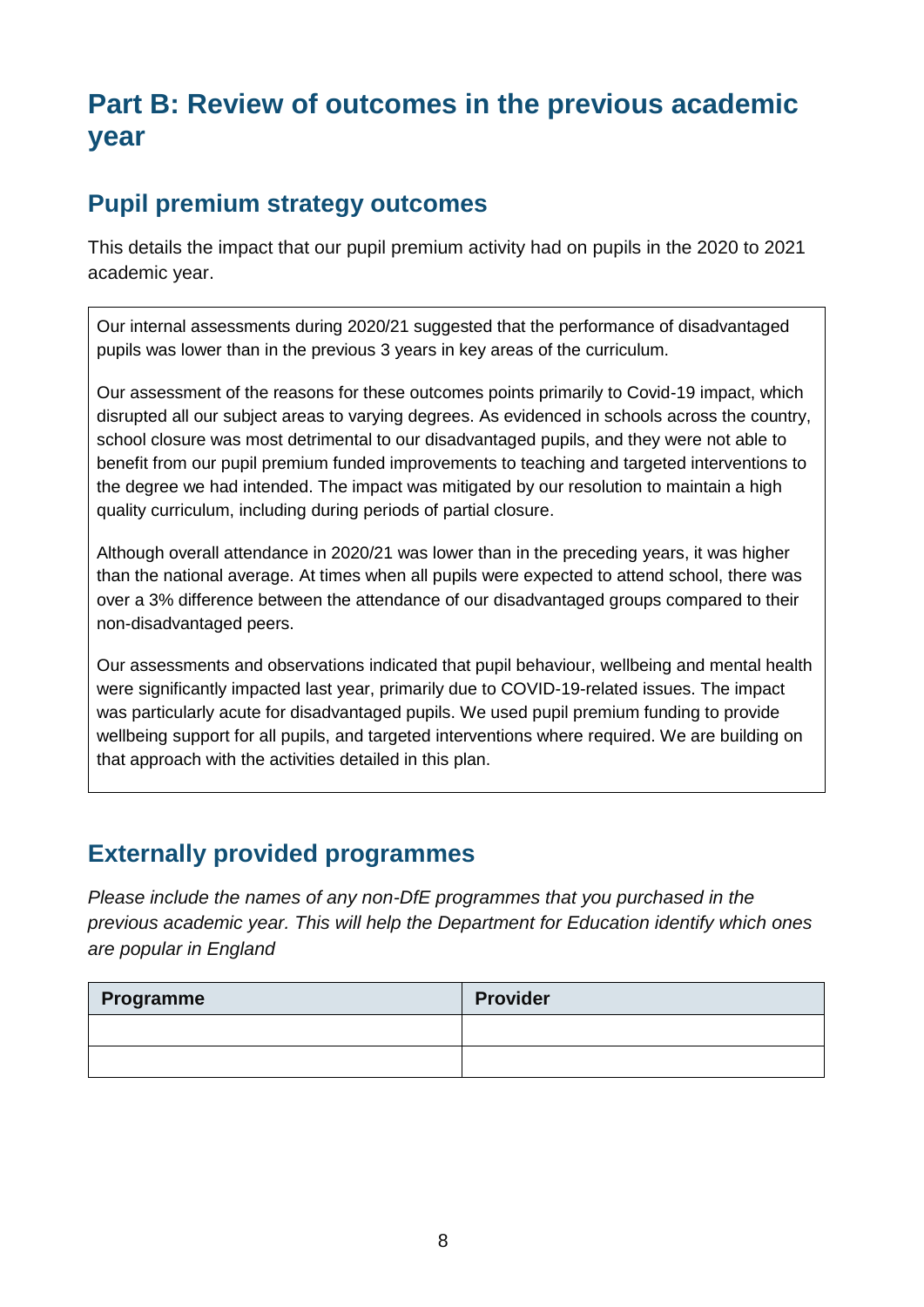# Part B: Review of outcomes in the previous academic year

## Pupil premium strategy outcomes

This details the impact that our pupil premium activity had on pupils in the 2020 to 2021 academic year.

Our internal assessments during 2020/21 suggested that the performance of disadvantaged pupils was lower than in the previous 3 years in key areas of the curriculum.

Our assessment of the reasons for these outcomes points primarily to Covid-19 impact, which disrupted all our subject areas to varying degrees. As evidenced in schools across the country, school closure was most detrimental to our disadvantaged pupils, and they were not able to benefit from our pupil premium funded improvements to teaching and targeted interventions to the degree we had intended. The impact was mitigated by our resolution to maintain a high quality curriculum, including during periods of partial closure.

Although overall attendance in 2020/21 was lower than in the preceding years, it was higher than the national average. At times when all pupils were expected to attend school, there was over a 3% difference between the attendance of our disadvantaged groups compared to their non-disadvantaged peers.

Our assessments and observations indicated that pupil behaviour, wellbeing and mental health were significantly impacted last year, primarily due to COVID-19-related issues. The impact was particularly acute for disadvantaged pupils. We used pupil premium funding to provide wellbeing support for all pupils, and targeted interventions where required. We are building on that approach with the activities detailed in this plan.

## Externally provided programmes

*Please include the names of any non-DfE programmes that you purchased in the previous academic year. This will help the Department for Education identify which ones are popular in England*

| Programme | Provider |
|---|---|
| | |
| | |